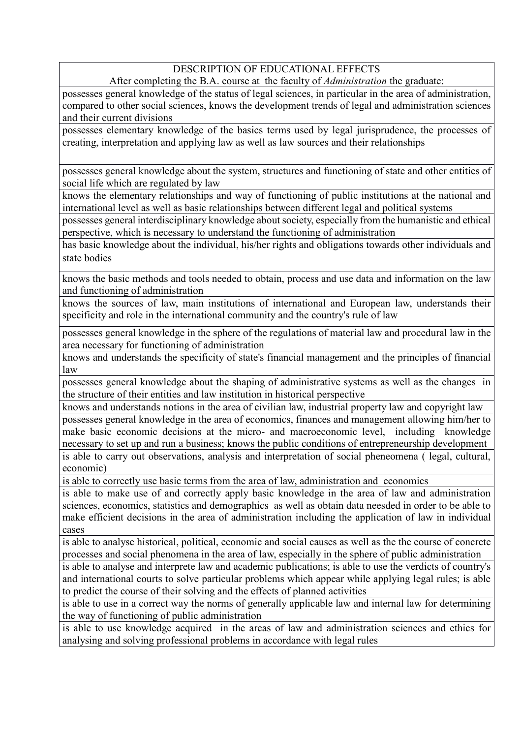| DESCRIPTION OF EDUCATIONAL EFFECTS<br>After completing the B.A. course at the faculty of *Administration* the graduate: |
|---|
| possesses general knowledge of the status of legal sciences, in particular in the area of administration, compared to other social sciences, knows the development trends of legal and administration sciences and their current divisions |
| possesses elementary knowledge of the basics terms used by legal jurisprudence, the processes of creating, interpretation and applying law as well as law sources and their relationships |
| possesses general knowledge about the system, structures and functioning of state and other entities of social life which are regulated by law |
| knows the elementary relationships and way of functioning of public institutions at the national and international level as well as basic relationships between different legal and political systems |
| possesses general interdisciplinary knowledge about society, especially from the humanistic and ethical perspective, which is necessary to understand the functioning of administration |
| has basic knowledge about the individual, his/her rights and obligations towards other individuals and state bodies |
| knows the basic methods and tools needed to obtain, process and use data and information on the law and functioning of administration |
| knows the sources of law, main institutions of international and European law, understands their specificity and role in the international community and the country's rule of law |
| possesses general knowledge in the sphere of the regulations of material law and procedural law in the area necessary for functioning of administration |
| knows and understands the specificity of state's financial management and the principles of financial law |
| possesses general knowledge about the shaping of administrative systems as well as the changes in the structure of their entities and law institution in historical perspective |
| knows and understands notions in the area of civilian law, industrial property law and copyright law |
| possesses general knowledge in the area of economics, finances and management allowing him/her to make basic economic decisions at the micro- and macroeconomic level, including knowledge necessary to set up and run a business; knows the public conditions of entrepreneurship development |
| is able to carry out observations, analysis and interpretation of social pheneomena ( legal, cultural, economic) |
| is able to correctly use basic terms from the area of law, administration and economics |
| is able to make use of and correctly apply basic knowledge in the area of law and administration sciences, economics, statistics and demographics as well as obtain data neesded in order to be able to make efficient decisions in the area of administration including the application of law in individual cases |
| is able to analyse historical, political, economic and social causes as well as the the course of concrete processes and social phenomena in the area of law, especially in the sphere of public administration |
| is able to analyse and interprete law and academic publications; is able to use the verdicts of country's and international courts to solve particular problems which appear while applying legal rules; is able to predict the course of their solving and the effects of planned activities |
| is able to use in a correct way the norms of generally applicable law and internal law for determining the way of functioning of public administration |
| is able to use knowledge acquired in the areas of law and administration sciences and ethics for analysing and solving professional problems in accordance with legal rules |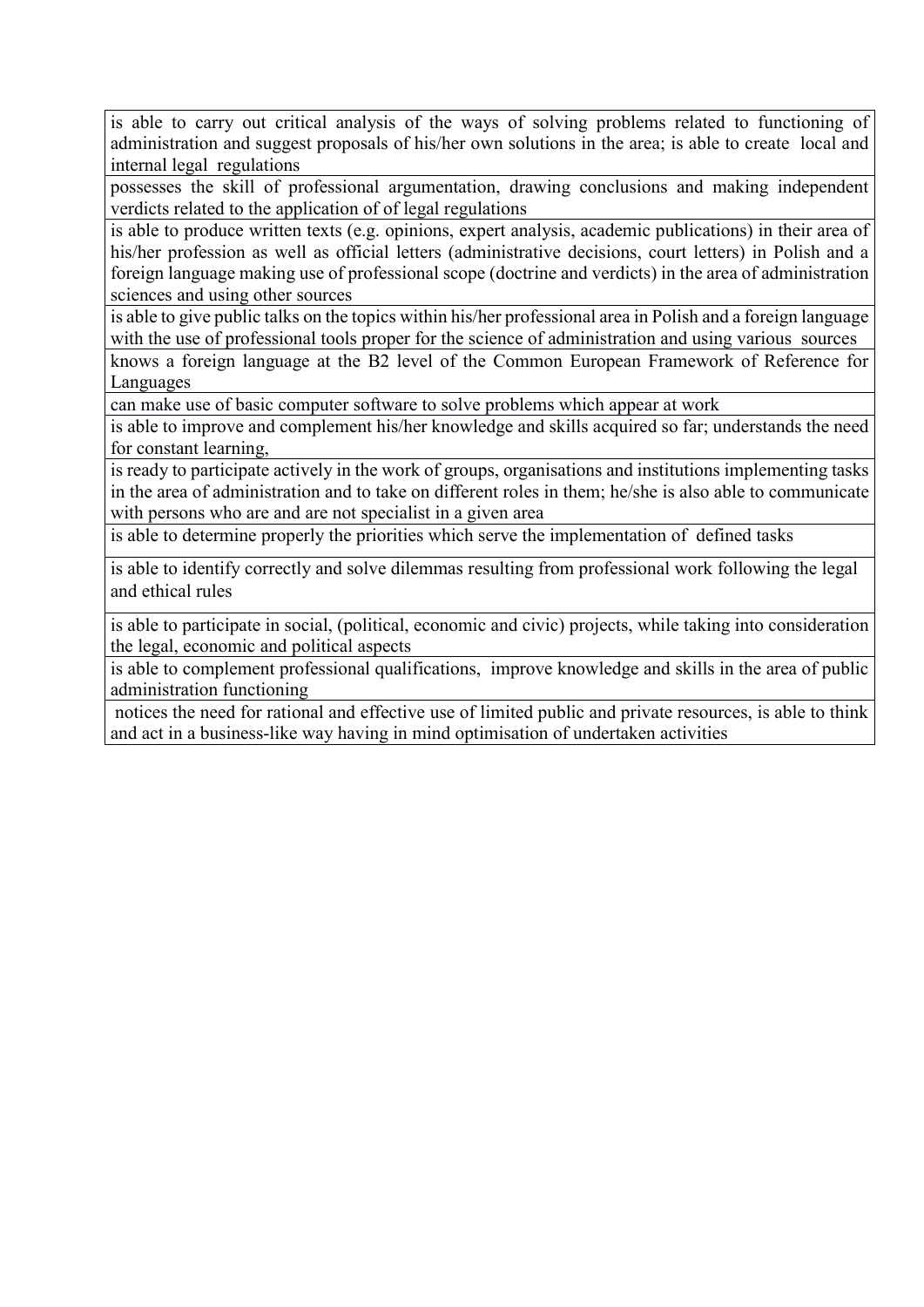| |
|---|
| is able to carry out critical analysis of the ways of solving problems related to functioning of administration and suggest proposals of his/her own solutions in the area; is able to create local and internal legal regulations |
| possesses the skill of professional argumentation, drawing conclusions and making independent verdicts related to the application of of legal regulations |
| is able to produce written texts (e.g. opinions, expert analysis, academic publications) in their area of his/her profession as well as official letters (administrative decisions, court letters) in Polish and a foreign language making use of professional scope (doctrine and verdicts) in the area of administration sciences and using other sources |
| is able to give public talks on the topics within his/her professional area in Polish and a foreign language with the use of professional tools proper for the science of administration and using various sources |
| knows a foreign language at the B2 level of the Common European Framework of Reference for Languages |
| can make use of basic computer software to solve problems which appear at work |
| is able to improve and complement his/her knowledge and skills acquired so far; understands the need for constant learning, |
| is ready to participate actively in the work of groups, organisations and institutions implementing tasks in the area of administration and to take on different roles in them; he/she is also able to communicate with persons who are and are not specialist in a given area |
| is able to determine properly the priorities which serve the implementation of defined tasks |
| is able to identify correctly and solve dilemmas resulting from professional work following the legal and ethical rules |
| is able to participate in social, (political, economic and civic) projects, while taking into consideration the legal, economic and political aspects |
| is able to complement professional qualifications, improve knowledge and skills in the area of public administration functioning |
| notices the need for rational and effective use of limited public and private resources, is able to think and act in a business-like way having in mind optimisation of undertaken activities |